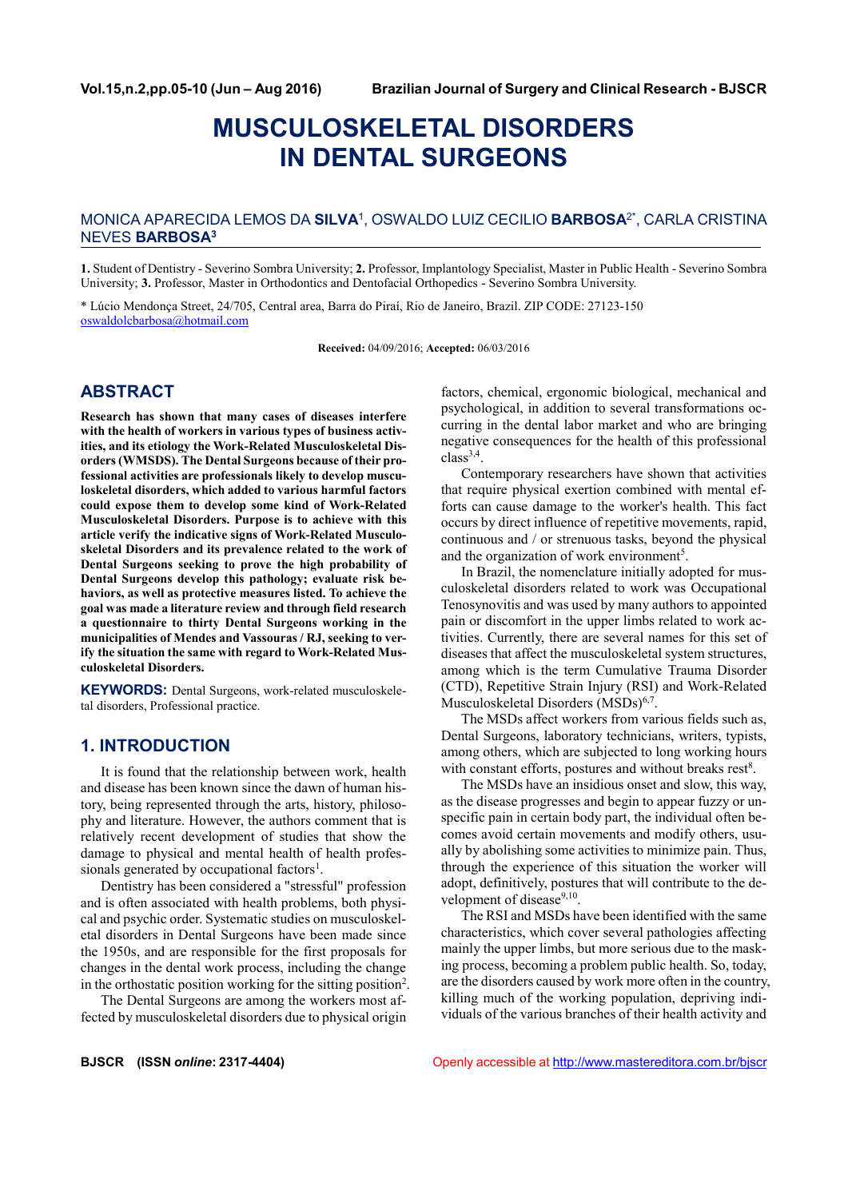# MUSCULOSKELETAL DISORDERS IN DENTAL SURGEONS

MONICA APARECIDA LEMOS DA **SILVA**[1], OSWALDO LUIZ CECILIO **BARBOSA**[2*], CARLA CRISTINA NEVES **BARBOSA**[3]

**1.** Student of Dentistry - Severino Sombra University; **2.** Professor, Implantology Specialist, Master in Public Health - Severino Sombra University; **3.** Professor, Master in Orthodontics and Dentofacial Orthopedics - Severino Sombra University.

\* Lúcio Mendonça Street, 24/705, Central area, Barra do Piraí, Rio de Janeiro, Brazil. ZIP CODE: 27123-150
oswaldolcbarbosa@hotmail.com

**Received:** 04/09/2016; **Accepted:** 06/03/2016

## ABSTRACT

**Research has shown that many cases of diseases interfere with the health of workers in various types of business activities, and its etiology the Work-Related Musculoskeletal Disorders (WMSDS). The Dental Surgeons because of their professional activities are professionals likely to develop musculoskeletal disorders, which added to various harmful factors could expose them to develop some kind of Work-Related Musculoskeletal Disorders. Purpose is to achieve with this article verify the indicative signs of Work-Related Musculoskeletal Disorders and its prevalence related to the work of Dental Surgeons seeking to prove the high probability of Dental Surgeons develop this pathology; evaluate risk behaviors, as well as protective measures listed. To achieve the goal was made a literature review and through field research a questionnaire to thirty Dental Surgeons working in the municipalities of Mendes and Vassouras / RJ, seeking to verify the situation the same with regard to Work-Related Musculoskeletal Disorders.**

**KEYWORDS:** Dental Surgeons, work-related musculoskeletal disorders, Professional practice.

## 1. INTRODUCTION

It is found that the relationship between work, health and disease has been known since the dawn of human history, being represented through the arts, history, philosophy and literature. However, the authors comment that is relatively recent development of studies that show the damage to physical and mental health of health professionals generated by occupational factors[1].

Dentistry has been considered a "stressful" profession and is often associated with health problems, both physical and psychic order. Systematic studies on musculoskeletal disorders in Dental Surgeons have been made since the 1950s, and are responsible for the first proposals for changes in the dental work process, including the change in the orthostatic position working for the sitting position[2].

The Dental Surgeons are among the workers most affected by musculoskeletal disorders due to physical origin factors, chemical, ergonomic biological, mechanical and psychological, in addition to several transformations occurring in the dental labor market and who are bringing negative consequences for the health of this professional class[3,4].

Contemporary researchers have shown that activities that require physical exertion combined with mental efforts can cause damage to the worker's health. This fact occurs by direct influence of repetitive movements, rapid, continuous and / or strenuous tasks, beyond the physical and the organization of work environment[5].

In Brazil, the nomenclature initially adopted for musculoskeletal disorders related to work was Occupational Tenosynovitis and was used by many authors to appointed pain or discomfort in the upper limbs related to work activities. Currently, there are several names for this set of diseases that affect the musculoskeletal system structures, among which is the term Cumulative Trauma Disorder (CTD), Repetitive Strain Injury (RSI) and Work-Related Musculoskeletal Disorders (MSDs)[6,7].

The MSDs affect workers from various fields such as, Dental Surgeons, laboratory technicians, writers, typists, among others, which are subjected to long working hours with constant efforts, postures and without breaks rest[8].

The MSDs have an insidious onset and slow, this way, as the disease progresses and begin to appear fuzzy or unspecific pain in certain body part, the individual often becomes avoid certain movements and modify others, usually by abolishing some activities to minimize pain. Thus, through the experience of this situation the worker will adopt, definitively, postures that will contribute to the development of disease[9,10].

The RSI and MSDs have been identified with the same characteristics, which cover several pathologies affecting mainly the upper limbs, but more serious due to the masking process, becoming a problem public health. So, today, are the disorders caused by work more often in the country, killing much of the working population, depriving individuals of the various branches of their health activity and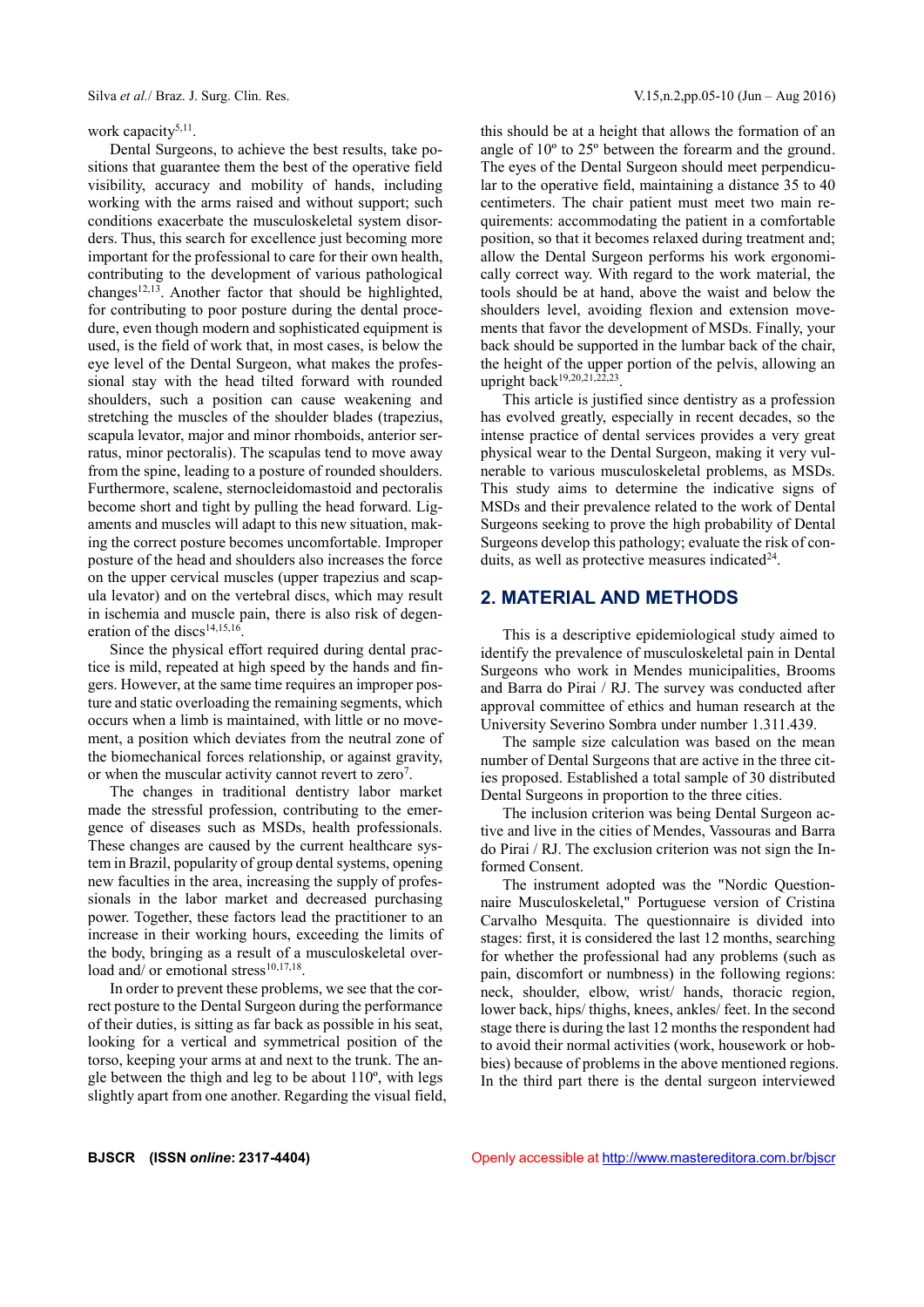work capacity[5,11].

Dental Surgeons, to achieve the best results, take positions that guarantee them the best of the operative field visibility, accuracy and mobility of hands, including working with the arms raised and without support; such conditions exacerbate the musculoskeletal system disorders. Thus, this search for excellence just becoming more important for the professional to care for their own health, contributing to the development of various pathological changes[12,13]. Another factor that should be highlighted, for contributing to poor posture during the dental procedure, even though modern and sophisticated equipment is used, is the field of work that, in most cases, is below the eye level of the Dental Surgeon, what makes the professional stay with the head tilted forward with rounded shoulders, such a position can cause weakening and stretching the muscles of the shoulder blades (trapezius, scapula levator, major and minor rhomboids, anterior serratus, minor pectoralis). The scapulas tend to move away from the spine, leading to a posture of rounded shoulders. Furthermore, scalene, sternocleidomastoid and pectoralis become short and tight by pulling the head forward. Ligaments and muscles will adapt to this new situation, making the correct posture becomes uncomfortable. Improper posture of the head and shoulders also increases the force on the upper cervical muscles (upper trapezius and scapula levator) and on the vertebral discs, which may result in ischemia and muscle pain, there is also risk of degeneration of the discs[14,15,16].

Since the physical effort required during dental practice is mild, repeated at high speed by the hands and fingers. However, at the same time requires an improper posture and static overloading the remaining segments, which occurs when a limb is maintained, with little or no movement, a position which deviates from the neutral zone of the biomechanical forces relationship, or against gravity, or when the muscular activity cannot revert to zero[7].

The changes in traditional dentistry labor market made the stressful profession, contributing to the emergence of diseases such as MSDs, health professionals. These changes are caused by the current healthcare system in Brazil, popularity of group dental systems, opening new faculties in the area, increasing the supply of professionals in the labor market and decreased purchasing power. Together, these factors lead the practitioner to an increase in their working hours, exceeding the limits of the body, bringing as a result of a musculoskeletal overload and/ or emotional stress[10,17,18].

In order to prevent these problems, we see that the correct posture to the Dental Surgeon during the performance of their duties, is sitting as far back as possible in his seat, looking for a vertical and symmetrical position of the torso, keeping your arms at and next to the trunk. The angle between the thigh and leg to be about 110º, with legs slightly apart from one another. Regarding the visual field, this should be at a height that allows the formation of an angle of 10º to 25º between the forearm and the ground. The eyes of the Dental Surgeon should meet perpendicular to the operative field, maintaining a distance 35 to 40 centimeters. The chair patient must meet two main requirements: accommodating the patient in a comfortable position, so that it becomes relaxed during treatment and; allow the Dental Surgeon performs his work ergonomically correct way. With regard to the work material, the tools should be at hand, above the waist and below the shoulders level, avoiding flexion and extension movements that favor the development of MSDs. Finally, your back should be supported in the lumbar back of the chair, the height of the upper portion of the pelvis, allowing an upright back[19,20,21,22,23].

This article is justified since dentistry as a profession has evolved greatly, especially in recent decades, so the intense practice of dental services provides a very great physical wear to the Dental Surgeon, making it very vulnerable to various musculoskeletal problems, as MSDs. This study aims to determine the indicative signs of MSDs and their prevalence related to the work of Dental Surgeons seeking to prove the high probability of Dental Surgeons develop this pathology; evaluate the risk of conduits, as well as protective measures indicated[24].

## 2. MATERIAL AND METHODS

This is a descriptive epidemiological study aimed to identify the prevalence of musculoskeletal pain in Dental Surgeons who work in Mendes municipalities, Brooms and Barra do Pirai / RJ. The survey was conducted after approval committee of ethics and human research at the University Severino Sombra under number 1.311.439.

The sample size calculation was based on the mean number of Dental Surgeons that are active in the three cities proposed. Established a total sample of 30 distributed Dental Surgeons in proportion to the three cities.

The inclusion criterion was being Dental Surgeon active and live in the cities of Mendes, Vassouras and Barra do Pirai / RJ. The exclusion criterion was not sign the Informed Consent.

The instrument adopted was the "Nordic Questionnaire Musculoskeletal," Portuguese version of Cristina Carvalho Mesquita. The questionnaire is divided into stages: first, it is considered the last 12 months, searching for whether the professional had any problems (such as pain, discomfort or numbness) in the following regions: neck, shoulder, elbow, wrist/ hands, thoracic region, lower back, hips/ thighs, knees, ankles/ feet. In the second stage there is during the last 12 months the respondent had to avoid their normal activities (work, housework or hobbies) because of problems in the above mentioned regions. In the third part there is the dental surgeon interviewed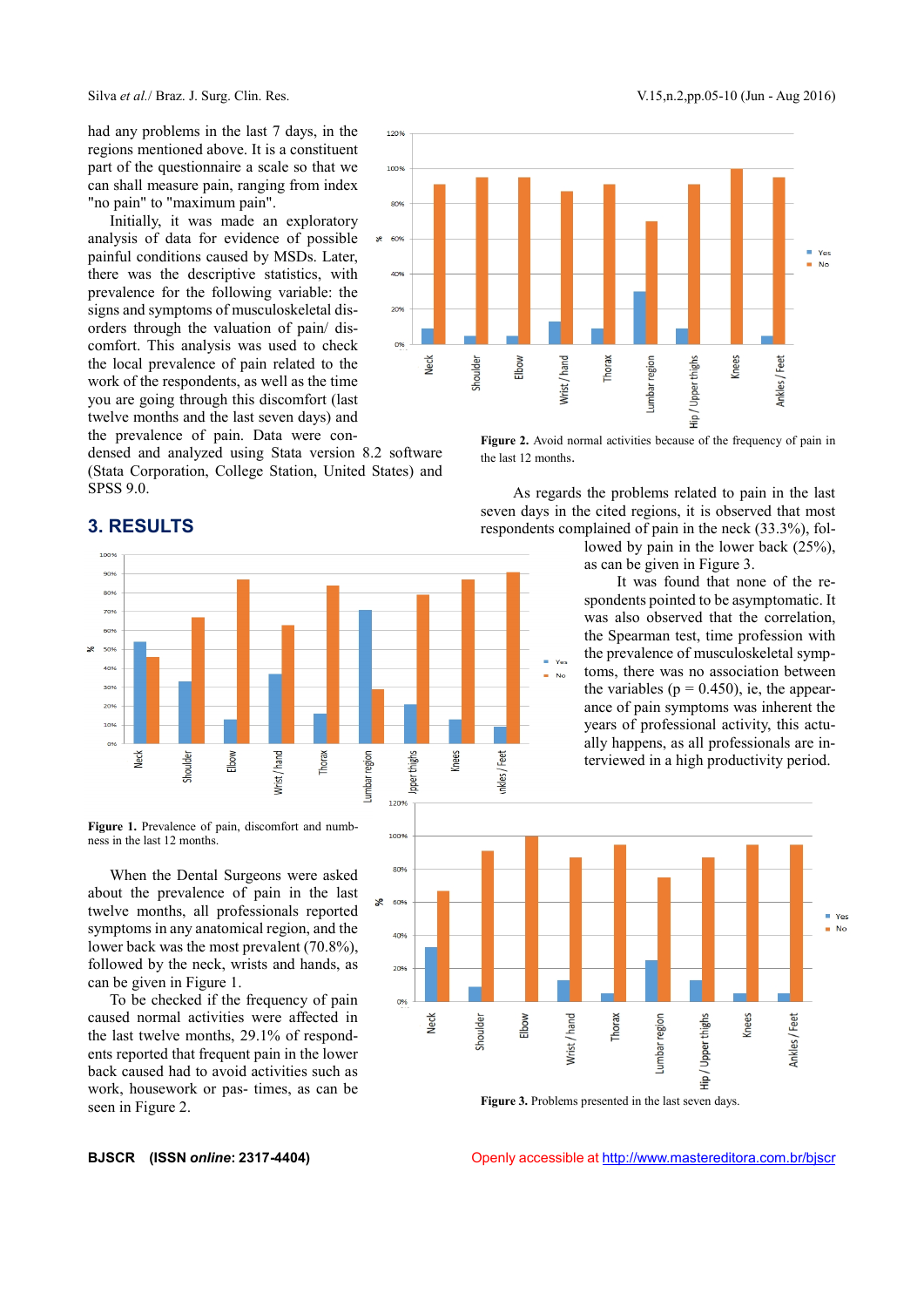had any problems in the last 7 days, in the regions mentioned above. It is a constituent part of the questionnaire a scale so that we can shall measure pain, ranging from index "no pain" to "maximum pain".

Initially, it was made an exploratory analysis of data for evidence of possible painful conditions caused by MSDs. Later, there was the descriptive statistics, with prevalence for the following variable: the signs and symptoms of musculoskeletal disorders through the valuation of pain/ discomfort. This analysis was used to check the local prevalence of pain related to the work of the respondents, as well as the time you are going through this discomfort (last twelve months and the last seven days) and the prevalence of pain. Data were condensed and analyzed using Stata version 8.2 software (Stata Corporation, College Station, United States) and SPSS 9.0.

## 3. RESULTS

**Figure 1.** Prevalence of pain, discomfort and numbness in the last 12 months.

When the Dental Surgeons were asked about the prevalence of pain in the last twelve months, all professionals reported symptoms in any anatomical region, and the lower back was the most prevalent (70.8%), followed by the neck, wrists and hands, as can be given in Figure 1.

To be checked if the frequency of pain caused normal activities were affected in the last twelve months, 29.1% of respondents reported that frequent pain in the lower back caused had to avoid activities such as work, housework or pas- times, as can be seen in Figure 2.

**Figure 2.** Avoid normal activities because of the frequency of pain in the last 12 months.

As regards the problems related to pain in the last seven days in the cited regions, it is observed that most respondents complained of pain in the neck (33.3%), followed by pain in the lower back (25%), as can be given in Figure 3.

It was found that none of the respondents pointed to be asymptomatic. It was also observed that the correlation, the Spearman test, time profession with the prevalence of musculoskeletal symptoms, there was no association between the variables ($p = 0.450$), ie, the appearance of pain symptoms was inherent the years of professional activity, this actually happens, as all professionals are interviewed in a high productivity period.

**Figure 3.** Problems presented in the last seven days.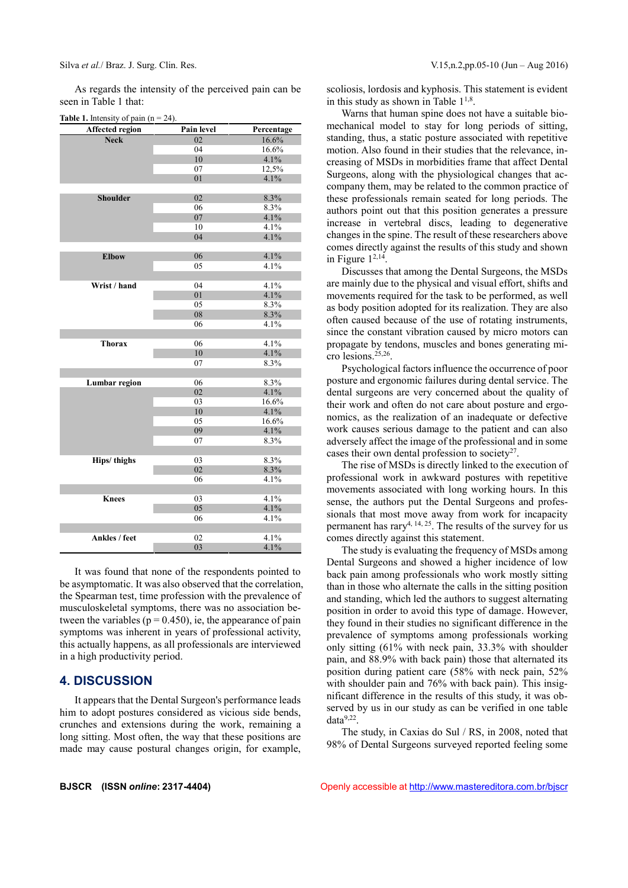As regards the intensity of the perceived pain can be seen in Table 1 that:

**Table 1.** Intensity of pain (n = 24).

| Affected region | Pain level | Percentage |
|---|---|---|
| **Neck** | 02 | 16.6% |
| | 04 | 16.6% |
| | 10 | 4.1% |
| | 07 | 12,5% |
| | 01 | 4.1% |
| **Shoulder** | 02 | 8.3% |
| | 06 | 8.3% |
| | 07 | 4.1% |
| | 10 | 4.1% |
| | 04 | 4.1% |
| **Elbow** | 06 | 4.1% |
| | 05 | 4.1% |
| **Wrist / hand** | 04 | 4.1% |
| | 01 | 4.1% |
| | 05 | 8.3% |
| | 08 | 8.3% |
| | 06 | 4.1% |
| **Thorax** | 06 | 4.1% |
| | 10 | 4.1% |
| | 07 | 8.3% |
| **Lumbar region** | 06 | 8.3% |
| | 02 | 4.1% |
| | 03 | 16.6% |
| | 10 | 4.1% |
| | 05 | 16.6% |
| | 09 | 4.1% |
| | 07 | 8.3% |
| **Hips/ thighs** | 03 | 8.3% |
| | 02 | 8.3% |
| | 06 | 4.1% |
| **Knees** | 03 | 4.1% |
| | 05 | 4.1% |
| | 06 | 4.1% |
| **Ankles / feet** | 02 | 4.1% |
| | 03 | 4.1% |

It was found that none of the respondents pointed to be asymptomatic. It was also observed that the correlation, the Spearman test, time profession with the prevalence of musculoskeletal symptoms, there was no association between the variables ($p = 0.450$), ie, the appearance of pain symptoms was inherent in years of professional activity, this actually happens, as all professionals are interviewed in a high productivity period.

## 4. DISCUSSION

It appears that the Dental Surgeon's performance leads him to adopt postures considered as vicious side bends, crunches and extensions during the work, remaining a long sitting. Most often, the way that these positions are made may cause postural changes origin, for example, scoliosis, lordosis and kyphosis. This statement is evident in this study as shown in Table 1[1,8].

Warns that human spine does not have a suitable biomechanical model to stay for long periods of sitting, standing, thus, a static posture associated with repetitive motion. Also found in their studies that the relevance, increasing of MSDs in morbidities frame that affect Dental Surgeons, along with the physiological changes that accompany them, may be related to the common practice of these professionals remain seated for long periods. The authors point out that this position generates a pressure increase in vertebral discs, leading to degenerative changes in the spine. The result of these researchers above comes directly against the results of this study and shown in Figure 1[2,14].

Discusses that among the Dental Surgeons, the MSDs are mainly due to the physical and visual effort, shifts and movements required for the task to be performed, as well as body position adopted for its realization. They are also often caused because of the use of rotating instruments, since the constant vibration caused by micro motors can propagate by tendons, muscles and bones generating micro lesions.[25,26].

Psychological factors influence the occurrence of poor posture and ergonomic failures during dental service. The dental surgeons are very concerned about the quality of their work and often do not care about posture and ergonomics, as the realization of an inadequate or defective work causes serious damage to the patient and can also adversely affect the image of the professional and in some cases their own dental profession to society[27].

The rise of MSDs is directly linked to the execution of professional work in awkward postures with repetitive movements associated with long working hours. In this sense, the authors put the Dental Surgeons and professionals that most move away from work for incapacity permanent has rary[4, 14, 25]. The results of the survey for us comes directly against this statement.

The study is evaluating the frequency of MSDs among Dental Surgeons and showed a higher incidence of low back pain among professionals who work mostly sitting than in those who alternate the calls in the sitting position and standing, which led the authors to suggest alternating position in order to avoid this type of damage. However, they found in their studies no significant difference in the prevalence of symptoms among professionals working only sitting (61% with neck pain, 33.3% with shoulder pain, and 88.9% with back pain) those that alternated its position during patient care (58% with neck pain, 52% with shoulder pain and 76% with back pain). This insignificant difference in the results of this study, it was observed by us in our study as can be verified in one table data[9,22].

The study, in Caxias do Sul / RS, in 2008, noted that 98% of Dental Surgeons surveyed reported feeling some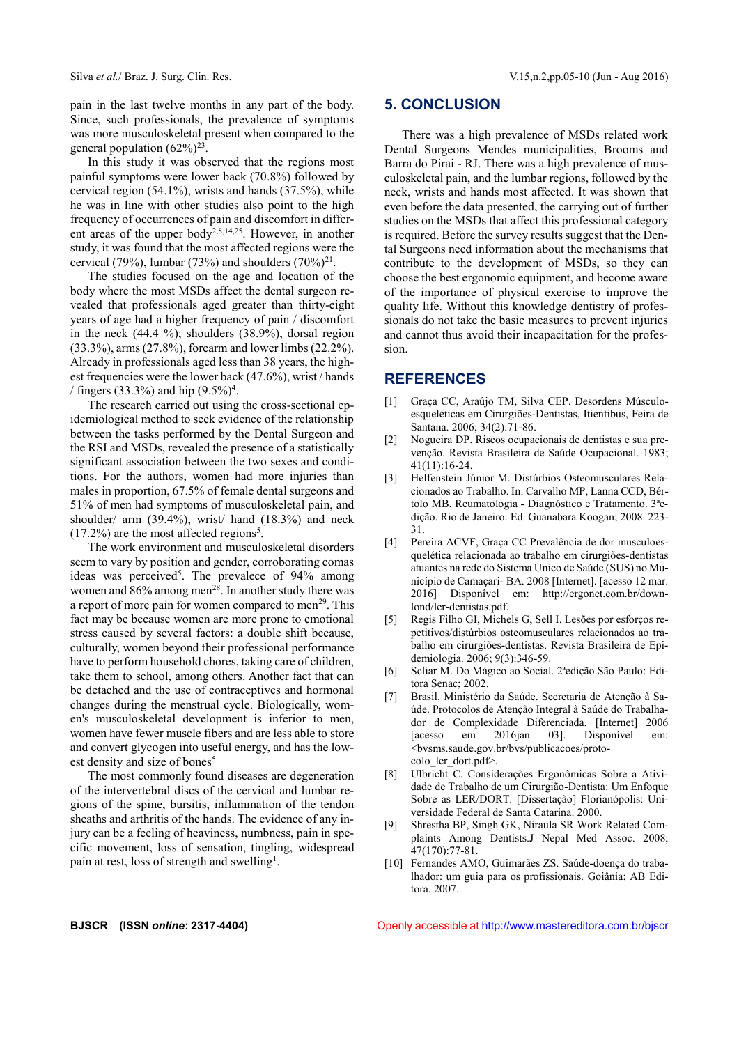pain in the last twelve months in any part of the body. Since, such professionals, the prevalence of symptoms was more musculoskeletal present when compared to the general population (62%)[23].

In this study it was observed that the regions most painful symptoms were lower back (70.8%) followed by cervical region (54.1%), wrists and hands (37.5%), while he was in line with other studies also point to the high frequency of occurrences of pain and discomfort in different areas of the upper body[2,8,14,25]. However, in another study, it was found that the most affected regions were the cervical (79%), lumbar (73%) and shoulders (70%)[21].

The studies focused on the age and location of the body where the most MSDs affect the dental surgeon revealed that professionals aged greater than thirty-eight years of age had a higher frequency of pain / discomfort in the neck (44.4 %); shoulders (38.9%), dorsal region (33.3%), arms (27.8%), forearm and lower limbs (22.2%). Already in professionals aged less than 38 years, the highest frequencies were the lower back (47.6%), wrist / hands / fingers (33.3%) and hip (9.5%)[4].

The research carried out using the cross-sectional epidemiological method to seek evidence of the relationship between the tasks performed by the Dental Surgeon and the RSI and MSDs, revealed the presence of a statistically significant association between the two sexes and conditions. For the authors, women had more injuries than males in proportion, 67.5% of female dental surgeons and 51% of men had symptoms of musculoskeletal pain, and shoulder/ arm (39.4%), wrist/ hand (18.3%) and neck (17.2%) are the most affected regions[5].

The work environment and musculoskeletal disorders seem to vary by position and gender, corroborating comas ideas was perceived[5]. The prevalece of 94% among women and 86% among men[28]. In another study there was a report of more pain for women compared to men[29]. This fact may be because women are more prone to emotional stress caused by several factors: a double shift because, culturally, women beyond their professional performance have to perform household chores, taking care of children, take them to school, among others. Another fact that can be detached and the use of contraceptives and hormonal changes during the menstrual cycle. Biologically, women's musculoskeletal development is inferior to men, women have fewer muscle fibers and are less able to store and convert glycogen into useful energy, and has the lowest density and size of bones[5].

The most commonly found diseases are degeneration of the intervertebral discs of the cervical and lumbar regions of the spine, bursitis, inflammation of the tendon sheaths and arthritis of the hands. The evidence of any injury can be a feeling of heaviness, numbness, pain in specific movement, loss of sensation, tingling, widespread pain at rest, loss of strength and swelling[1].

## 5. CONCLUSION

There was a high prevalence of MSDs related work Dental Surgeons Mendes municipalities, Brooms and Barra do Pirai - RJ. There was a high prevalence of musculoskeletal pain, and the lumbar regions, followed by the neck, wrists and hands most affected. It was shown that even before the data presented, the carrying out of further studies on the MSDs that affect this professional category is required. Before the survey results suggest that the Dental Surgeons need information about the mechanisms that contribute to the development of MSDs, so they can choose the best ergonomic equipment, and become aware of the importance of physical exercise to improve the quality life. Without this knowledge dentistry of professionals do not take the basic measures to prevent injuries and cannot thus avoid their incapacitation for the profession.

## REFERENCES

[1] Graça CC, Araújo TM, Silva CEP. Desordens Músculo-esqueléticas em Cirurgiões-Dentistas, Itientibus, Feira de Santana. 2006; 34(2):71-86.

[2] Nogueira DP. Riscos ocupacionais de dentistas e sua prevenção. Revista Brasileira de Saúde Ocupacional. 1983; 41(11):16-24.

[3] Helfenstein Júnior M. Distúrbios Osteomusculares Relacionados ao Trabalho. In: Carvalho MP, Lanna CCD, Bértolo MB. Reumatologia - Diagnóstico e Tratamento. 3ªedição. Rio de Janeiro: Ed. Guanabara Koogan; 2008. 223-31.

[4] Pereira ACVF, Graça CC Prevalência de dor musculoesquelética relacionada ao trabalho em cirurgiões-dentistas atuantes na rede do Sistema Único de Saúde (SUS) no Município de Camaçari- BA. 2008 [Internet]. [acesso 12 mar. 2016] Disponível em: http://ergonet.com.br/downlond/ler-dentistas.pdf.

[5] Regis Filho GI, Michels G, Sell I. Lesões por esforços repetitivos/distúrbios osteomusculares relacionados ao trabalho em cirurgiões-dentistas. Revista Brasileira de Epidemiologia. 2006; 9(3):346-59.

[6] Scliar M. Do Mágico ao Social. 2ªedição.São Paulo: Editora Senac; 2002.

[7] Brasil. Ministério da Saúde. Secretaria de Atenção à Saúde. Protocolos de Atenção Integral à Saúde do Trabalhador de Complexidade Diferenciada. [Internet] 2006 [acesso em 2016jan 03]. Disponível em: <bvsms.saude.gov.br/bvs/publicacoes/protocolo_ler_dort.pdf>.

[8] Ulbricht C. Considerações Ergonômicas Sobre a Atividade de Trabalho de um Cirurgião-Dentista: Um Enfoque Sobre as LER/DORT. [Dissertação] Florianópolis: Universidade Federal de Santa Catarina. 2000.

[9] Shrestha BP, Singh GK, Niraula SR Work Related Complaints Among Dentists.J Nepal Med Assoc. 2008; 47(170):77-81.

[10] Fernandes AMO, Guimarães ZS. Saúde-doença do trabalhador: um guia para os profissionais. Goiânia: AB Editora. 2007.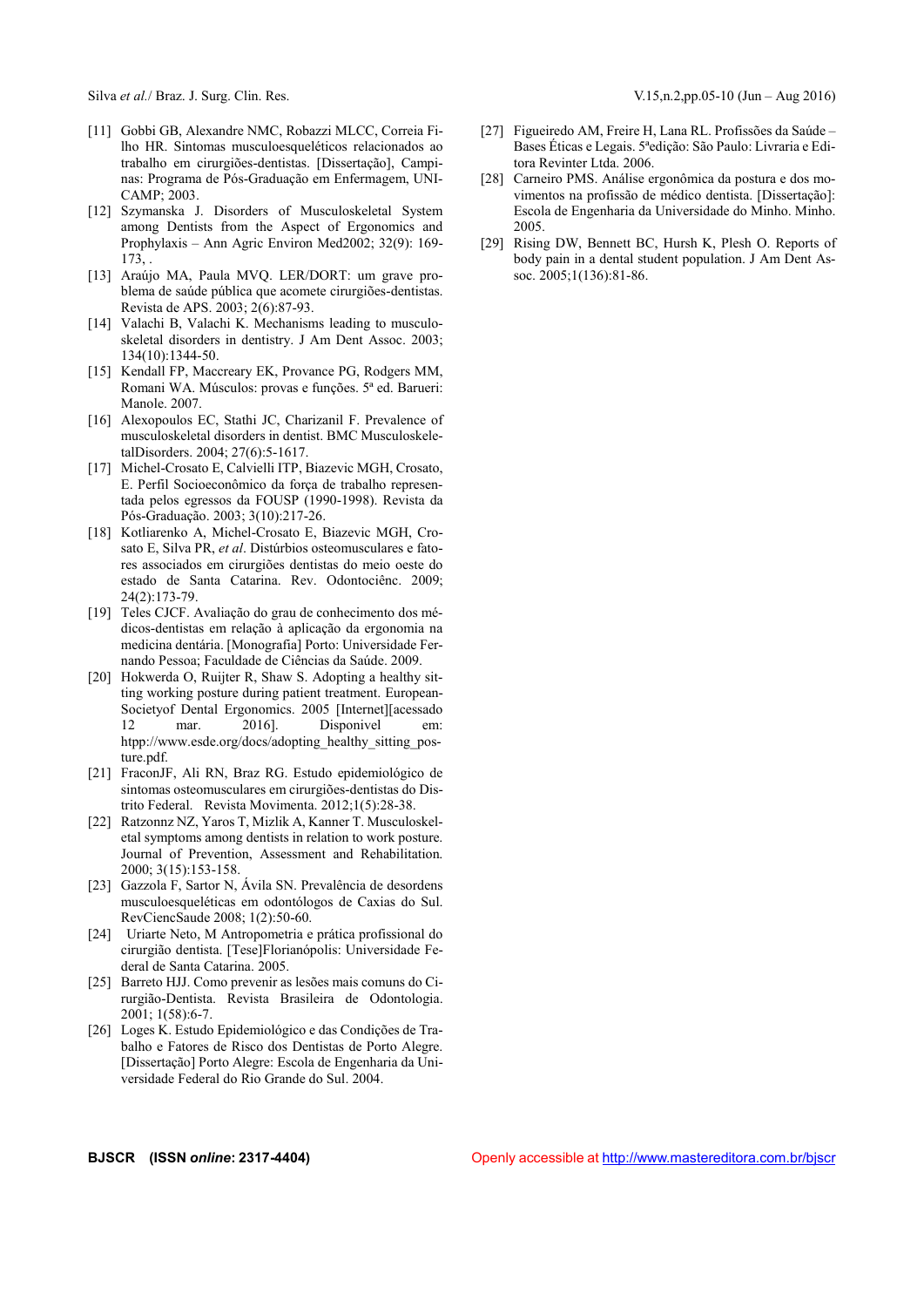[11] Gobbi GB, Alexandre NMC, Robazzi MLCC, Correia Filho HR. Sintomas musculoesqueléticos relacionados ao trabalho em cirurgiões-dentistas. [Dissertação], Campinas: Programa de Pós-Graduação em Enfermagem, UNICAMP; 2003.

[12] Szymanska J. Disorders of Musculoskeletal System among Dentists from the Aspect of Ergonomics and Prophylaxis – Ann Agric Environ Med2002; 32(9): 169-173, .

[13] Araújo MA, Paula MVQ. LER/DORT: um grave problema de saúde pública que acomete cirurgiões-dentistas. Revista de APS. 2003; 2(6):87-93.

[14] Valachi B, Valachi K. Mechanisms leading to musculoskeletal disorders in dentistry. J Am Dent Assoc. 2003; 134(10):1344-50.

[15] Kendall FP, Maccreary EK, Provance PG, Rodgers MM, Romani WA. Músculos: provas e funções. 5ª ed. Barueri: Manole. 2007.

[16] Alexopoulos EC, Stathi JC, Charizanil F. Prevalence of musculoskeletal disorders in dentist. BMC MusculoskeletalDisorders. 2004; 27(6):5-1617.

[17] Michel-Crosato E, Calvielli ITP, Biazevic MGH, Crosato, E. Perfil Socioeconômico da força de trabalho representada pelos egressos da FOUSP (1990-1998). Revista da Pós-Graduação. 2003; 3(10):217-26.

[18] Kotliarenko A, Michel-Crosato E, Biazevic MGH, Crosato E, Silva PR, *et al*. Distúrbios osteomusculares e fatores associados em cirurgiões dentistas do meio oeste do estado de Santa Catarina. Rev. Odontociênc. 2009; 24(2):173-79.

[19] Teles CJCF. Avaliação do grau de conhecimento dos médicos-dentistas em relação à aplicação da ergonomia na medicina dentária. [Monografia] Porto: Universidade Fernando Pessoa; Faculdade de Ciências da Saúde. 2009.

[20] Hokwerda O, Ruijter R, Shaw S. Adopting a healthy sitting working posture during patient treatment. European-Societyof Dental Ergonomics. 2005 [Internet][acessado 12 mar. 2016]. Disponivel em: htpp://www.esde.org/docs/adopting_healthy_sitting_posture.pdf.

[21] FraconJF, Ali RN, Braz RG. Estudo epidemiológico de sintomas osteomusculares em cirurgiões-dentistas do Distrito Federal. Revista Movimenta. 2012;1(5):28-38.

[22] Ratzonnz NZ, Yaros T, Mizlik A, Kanner T. Musculoskeletal symptoms among dentists in relation to work posture. Journal of Prevention, Assessment and Rehabilitation. 2000; 3(15):153-158.

[23] Gazzola F, Sartor N, Ávila SN. Prevalência de desordens musculoesqueléticas em odontólogos de Caxias do Sul. RevCiencSaude 2008; 1(2):50-60.

[24] Uriarte Neto, M Antropometria e prática profissional do cirurgião dentista. [Tese]Florianópolis: Universidade Federal de Santa Catarina. 2005.

[25] Barreto HJJ. Como prevenir as lesões mais comuns do Cirurgião-Dentista. Revista Brasileira de Odontologia. 2001; 1(58):6-7.

[26] Loges K. Estudo Epidemiológico e das Condições de Trabalho e Fatores de Risco dos Dentistas de Porto Alegre. [Dissertação] Porto Alegre: Escola de Engenharia da Universidade Federal do Rio Grande do Sul. 2004.

[27] Figueiredo AM, Freire H, Lana RL. Profissões da Saúde – Bases Éticas e Legais. 5ªedição: São Paulo: Livraria e Editora Revinter Ltda. 2006.

[28] Carneiro PMS. Análise ergonômica da postura e dos movimentos na profissão de médico dentista. [Dissertação]: Escola de Engenharia da Universidade do Minho. Minho. 2005.

[29] Rising DW, Bennett BC, Hursh K, Plesh O. Reports of body pain in a dental student population. J Am Dent Assoc. 2005;1(136):81-86.